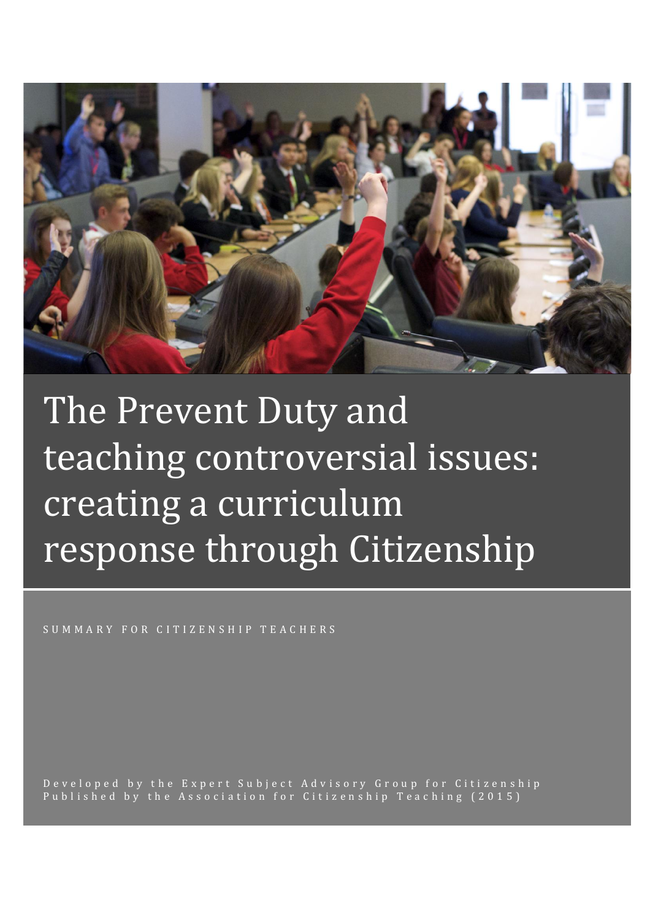# The Prevent Duty and teaching controversial issues: creating a curriculum response through Citizenship

SUMMARY FOR CITIZENSHIP TEACHERS

Developed by the Expert Subject Advisory Group for Citizenship
Published by the Association for Citizenship Teaching (2015)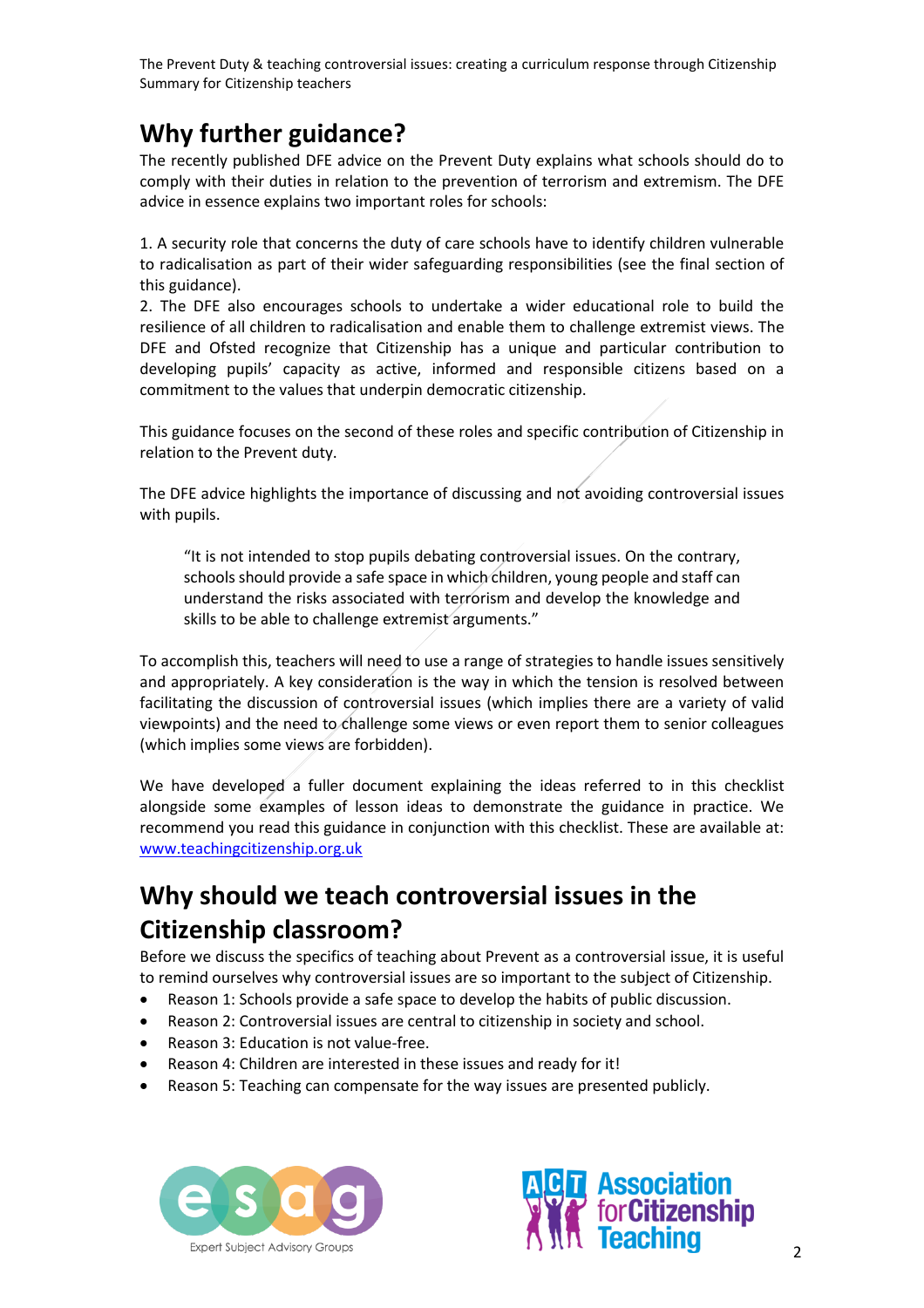## Why further guidance?

The recently published DFE advice on the Prevent Duty explains what schools should do to comply with their duties in relation to the prevention of terrorism and extremism. The DFE advice in essence explains two important roles for schools:

1. A security role that concerns the duty of care schools have to identify children vulnerable to radicalisation as part of their wider safeguarding responsibilities (see the final section of this guidance).
2. The DFE also encourages schools to undertake a wider educational role to build the resilience of all children to radicalisation and enable them to challenge extremist views. The DFE and Ofsted recognize that Citizenship has a unique and particular contribution to developing pupils' capacity as active, informed and responsible citizens based on a commitment to the values that underpin democratic citizenship.

This guidance focuses on the second of these roles and specific contribution of Citizenship in relation to the Prevent duty.

The DFE advice highlights the importance of discussing and not avoiding controversial issues with pupils.

> "It is not intended to stop pupils debating controversial issues. On the contrary, schools should provide a safe space in which children, young people and staff can understand the risks associated with terrorism and develop the knowledge and skills to be able to challenge extremist arguments."

To accomplish this, teachers will need to use a range of strategies to handle issues sensitively and appropriately. A key consideration is the way in which the tension is resolved between facilitating the discussion of controversial issues (which implies there are a variety of valid viewpoints) and the need to challenge some views or even report them to senior colleagues (which implies some views are forbidden).

We have developed a fuller document explaining the ideas referred to in this checklist alongside some examples of lesson ideas to demonstrate the guidance in practice. We recommend you read this guidance in conjunction with this checklist. These are available at: [www.teachingcitizenship.org.uk](www.teachingcitizenship.org.uk)

## Why should we teach controversial issues in the Citizenship classroom?

Before we discuss the specifics of teaching about Prevent as a controversial issue, it is useful to remind ourselves why controversial issues are so important to the subject of Citizenship.

- Reason 1: Schools provide a safe space to develop the habits of public discussion.
- Reason 2: Controversial issues are central to citizenship in society and school.
- Reason 3: Education is not value-free.
- Reason 4: Children are interested in these issues and ready for it!
- Reason 5: Teaching can compensate for the way issues are presented publicly.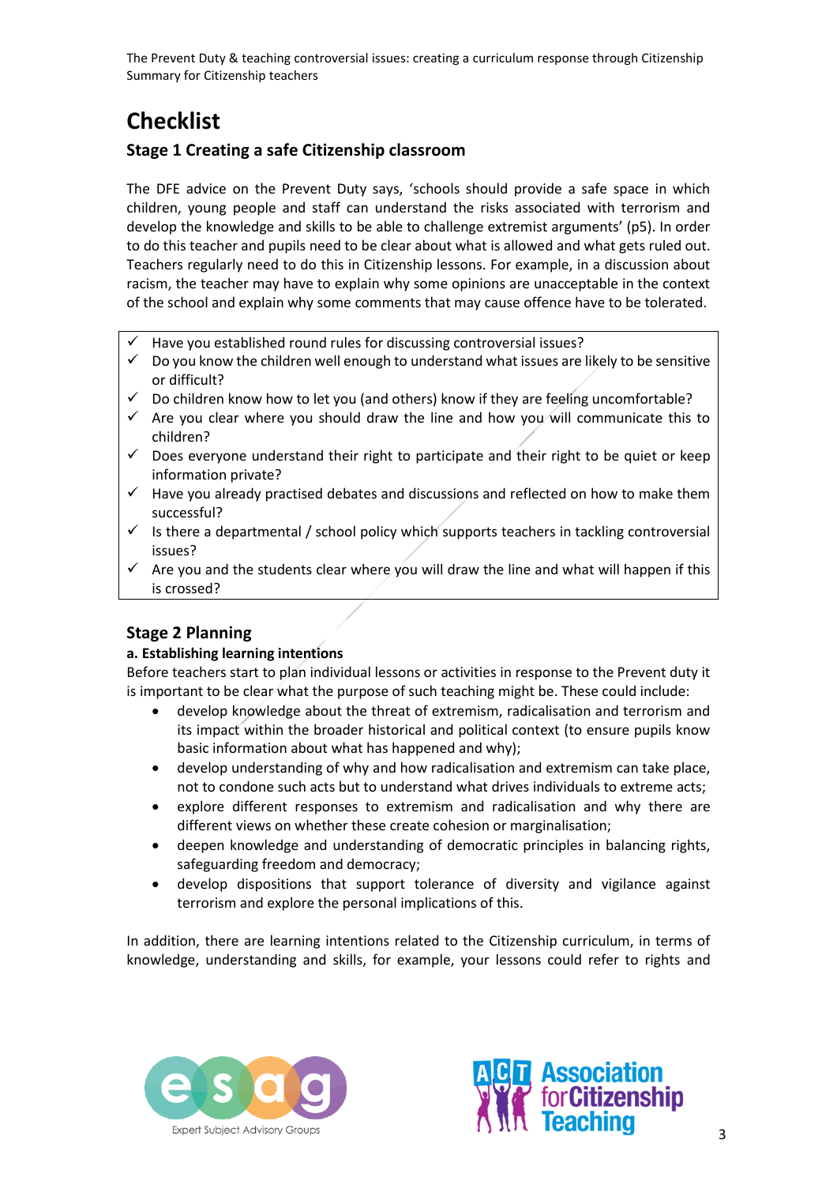# Checklist

## Stage 1 Creating a safe Citizenship classroom

The DFE advice on the Prevent Duty says, 'schools should provide a safe space in which children, young people and staff can understand the risks associated with terrorism and develop the knowledge and skills to be able to challenge extremist arguments' (p5). In order to do this teacher and pupils need to be clear about what is allowed and what gets ruled out. Teachers regularly need to do this in Citizenship lessons. For example, in a discussion about racism, the teacher may have to explain why some opinions are unacceptable in the context of the school and explain why some comments that may cause offence have to be tolerated.

- ✓ Have you established round rules for discussing controversial issues?
- ✓ Do you know the children well enough to understand what issues are likely to be sensitive or difficult?
- ✓ Do children know how to let you (and others) know if they are feeling uncomfortable?
- ✓ Are you clear where you should draw the line and how you will communicate this to children?
- ✓ Does everyone understand their right to participate and their right to be quiet or keep information private?
- ✓ Have you already practised debates and discussions and reflected on how to make them successful?
- ✓ Is there a departmental / school policy which supports teachers in tackling controversial issues?
- ✓ Are you and the students clear where you will draw the line and what will happen if this is crossed?

## Stage 2 Planning

**a. Establishing learning intentions**

Before teachers start to plan individual lessons or activities in response to the Prevent duty it is important to be clear what the purpose of such teaching might be. These could include:

- develop knowledge about the threat of extremism, radicalisation and terrorism and its impact within the broader historical and political context (to ensure pupils know basic information about what has happened and why);
- develop understanding of why and how radicalisation and extremism can take place, not to condone such acts but to understand what drives individuals to extreme acts;
- explore different responses to extremism and radicalisation and why there are different views on whether these create cohesion or marginalisation;
- deepen knowledge and understanding of democratic principles in balancing rights, safeguarding freedom and democracy;
- develop dispositions that support tolerance of diversity and vigilance against terrorism and explore the personal implications of this.

In addition, there are learning intentions related to the Citizenship curriculum, in terms of knowledge, understanding and skills, for example, your lessons could refer to rights and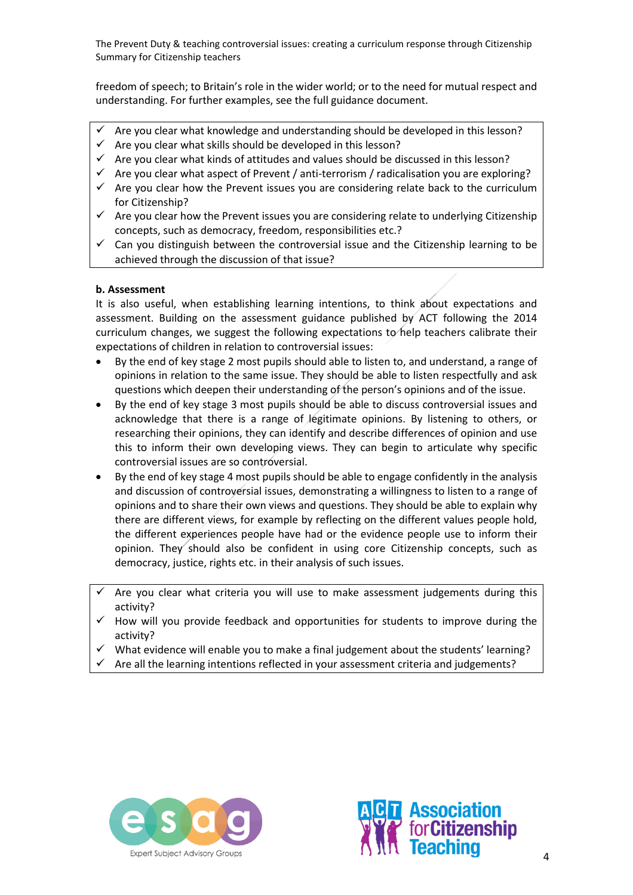freedom of speech; to Britain's role in the wider world; or to the need for mutual respect and understanding. For further examples, see the full guidance document.

- ✓ Are you clear what knowledge and understanding should be developed in this lesson?
- ✓ Are you clear what skills should be developed in this lesson?
- ✓ Are you clear what kinds of attitudes and values should be discussed in this lesson?
- ✓ Are you clear what aspect of Prevent / anti-terrorism / radicalisation you are exploring?
- ✓ Are you clear how the Prevent issues you are considering relate back to the curriculum for Citizenship?
- ✓ Are you clear how the Prevent issues you are considering relate to underlying Citizenship concepts, such as democracy, freedom, responsibilities etc.?
- ✓ Can you distinguish between the controversial issue and the Citizenship learning to be achieved through the discussion of that issue?

**b. Assessment**

It is also useful, when establishing learning intentions, to think about expectations and assessment. Building on the assessment guidance published by ACT following the 2014 curriculum changes, we suggest the following expectations to help teachers calibrate their expectations of children in relation to controversial issues:

- By the end of key stage 2 most pupils should able to listen to, and understand, a range of opinions in relation to the same issue. They should be able to listen respectfully and ask questions which deepen their understanding of the person's opinions and of the issue.
- By the end of key stage 3 most pupils should be able to discuss controversial issues and acknowledge that there is a range of legitimate opinions. By listening to others, or researching their opinions, they can identify and describe differences of opinion and use this to inform their own developing views. They can begin to articulate why specific controversial issues are so controversial.
- By the end of key stage 4 most pupils should be able to engage confidently in the analysis and discussion of controversial issues, demonstrating a willingness to listen to a range of opinions and to share their own views and questions. They should be able to explain why there are different views, for example by reflecting on the different values people hold, the different experiences people have had or the evidence people use to inform their opinion. They should also be confident in using core Citizenship concepts, such as democracy, justice, rights etc. in their analysis of such issues.

- ✓ Are you clear what criteria you will use to make assessment judgements during this activity?
- ✓ How will you provide feedback and opportunities for students to improve during the activity?
- ✓ What evidence will enable you to make a final judgement about the students' learning?
- ✓ Are all the learning intentions reflected in your assessment criteria and judgements?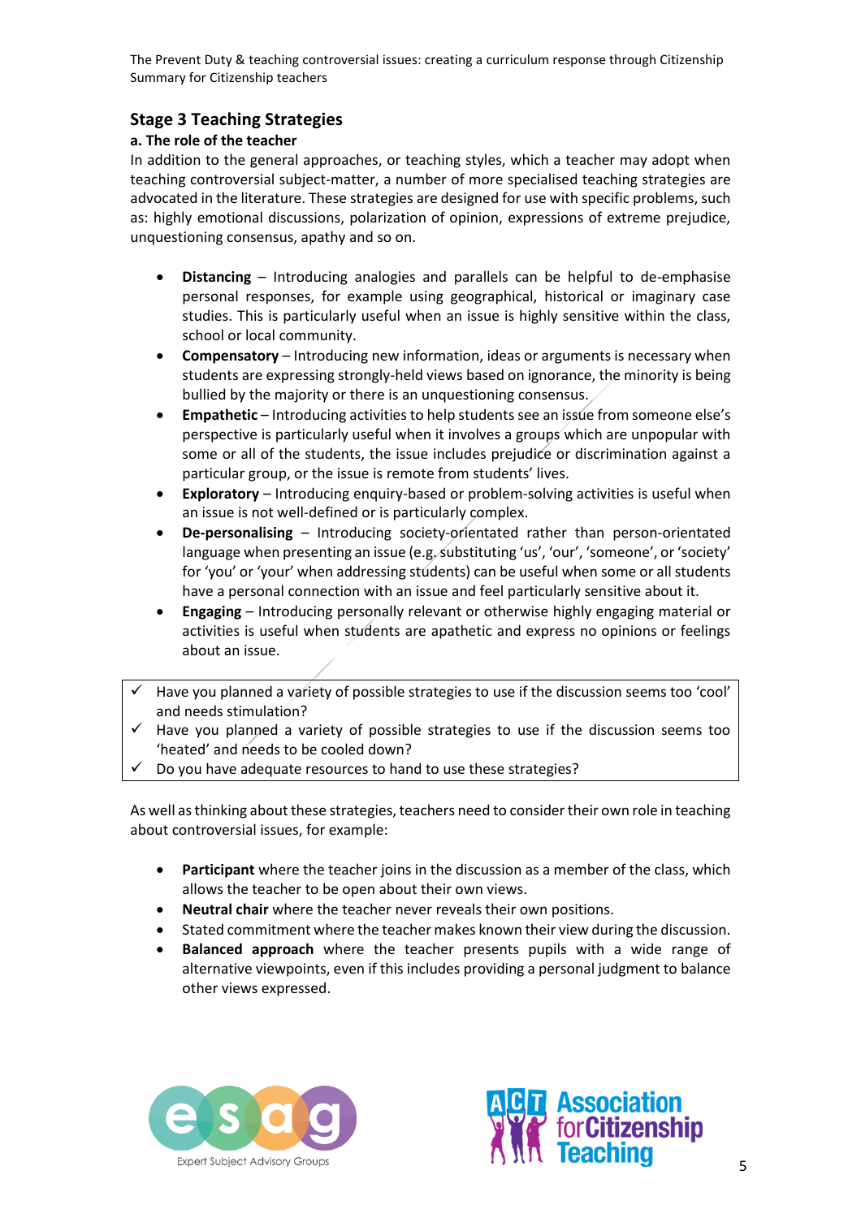## Stage 3 Teaching Strategies

### a. The role of the teacher

In addition to the general approaches, or teaching styles, which a teacher may adopt when teaching controversial subject-matter, a number of more specialised teaching strategies are advocated in the literature. These strategies are designed for use with specific problems, such as: highly emotional discussions, polarization of opinion, expressions of extreme prejudice, unquestioning consensus, apathy and so on.

- **Distancing** – Introducing analogies and parallels can be helpful to de-emphasise personal responses, for example using geographical, historical or imaginary case studies. This is particularly useful when an issue is highly sensitive within the class, school or local community.
- **Compensatory** – Introducing new information, ideas or arguments is necessary when students are expressing strongly-held views based on ignorance, the minority is being bullied by the majority or there is an unquestioning consensus.
- **Empathetic** – Introducing activities to help students see an issue from someone else's perspective is particularly useful when it involves a groups which are unpopular with some or all of the students, the issue includes prejudice or discrimination against a particular group, or the issue is remote from students' lives.
- **Exploratory** – Introducing enquiry-based or problem-solving activities is useful when an issue is not well-defined or is particularly complex.
- **De-personalising** – Introducing society-orientated rather than person-orientated language when presenting an issue (e.g. substituting 'us', 'our', 'someone', or 'society' for 'you' or 'your' when addressing students) can be useful when some or all students have a personal connection with an issue and feel particularly sensitive about it.
- **Engaging** – Introducing personally relevant or otherwise highly engaging material or activities is useful when students are apathetic and express no opinions or feelings about an issue.

> ✓ Have you planned a variety of possible strategies to use if the discussion seems too 'cool' and needs stimulation?
> ✓ Have you planned a variety of possible strategies to use if the discussion seems too 'heated' and needs to be cooled down?
> ✓ Do you have adequate resources to hand to use these strategies?

As well as thinking about these strategies, teachers need to consider their own role in teaching about controversial issues, for example:

- **Participant** where the teacher joins in the discussion as a member of the class, which allows the teacher to be open about their own views.
- **Neutral chair** where the teacher never reveals their own positions.
- Stated commitment where the teacher makes known their view during the discussion.
- **Balanced approach** where the teacher presents pupils with a wide range of alternative viewpoints, even if this includes providing a personal judgment to balance other views expressed.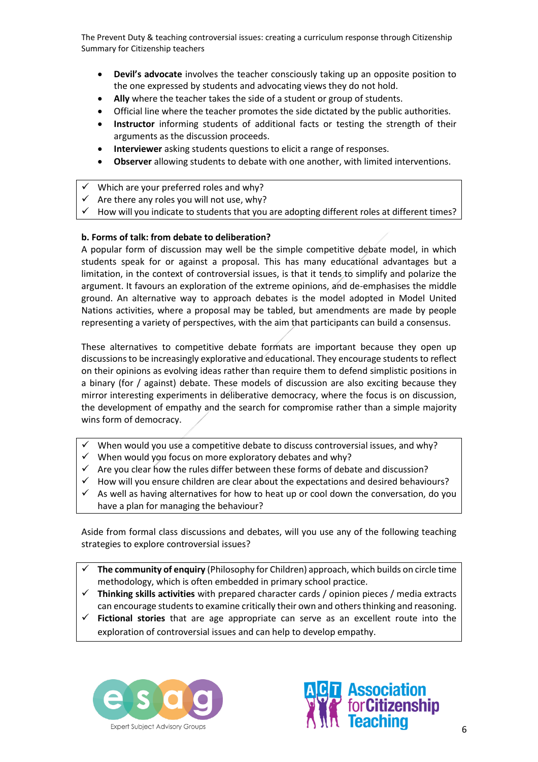- **Devil's advocate** involves the teacher consciously taking up an opposite position to the one expressed by students and advocating views they do not hold.
- **Ally** where the teacher takes the side of a student or group of students.
- Official line where the teacher promotes the side dictated by the public authorities.
- **Instructor** informing students of additional facts or testing the strength of their arguments as the discussion proceeds.
- **Interviewer** asking students questions to elicit a range of responses.
- **Observer** allowing students to debate with one another, with limited interventions.

> ✓ Which are your preferred roles and why?
> ✓ Are there any roles you will not use, why?
> ✓ How will you indicate to students that you are adopting different roles at different times?

**b. Forms of talk: from debate to deliberation?**

A popular form of discussion may well be the simple competitive debate model, in which students speak for or against a proposal. This has many educational advantages but a limitation, in the context of controversial issues, is that it tends to simplify and polarize the argument. It favours an exploration of the extreme opinions, and de-emphasises the middle ground. An alternative way to approach debates is the model adopted in Model United Nations activities, where a proposal may be tabled, but amendments are made by people representing a variety of perspectives, with the aim that participants can build a consensus.

These alternatives to competitive debate formats are important because they open up discussions to be increasingly explorative and educational. They encourage students to reflect on their opinions as evolving ideas rather than require them to defend simplistic positions in a binary (for / against) debate. These models of discussion are also exciting because they mirror interesting experiments in deliberative democracy, where the focus is on discussion, the development of empathy and the search for compromise rather than a simple majority wins form of democracy.

> ✓ When would you use a competitive debate to discuss controversial issues, and why?
> ✓ When would you focus on more exploratory debates and why?
> ✓ Are you clear how the rules differ between these forms of debate and discussion?
> ✓ How will you ensure children are clear about the expectations and desired behaviours?
> ✓ As well as having alternatives for how to heat up or cool down the conversation, do you have a plan for managing the behaviour?

Aside from formal class discussions and debates, will you use any of the following teaching strategies to explore controversial issues?

> ✓ **The community of enquiry** (Philosophy for Children) approach, which builds on circle time methodology, which is often embedded in primary school practice.
> ✓ **Thinking skills activities** with prepared character cards / opinion pieces / media extracts can encourage students to examine critically their own and others thinking and reasoning.
> ✓ **Fictional stories** that are age appropriate can serve as an excellent route into the exploration of controversial issues and can help to develop empathy.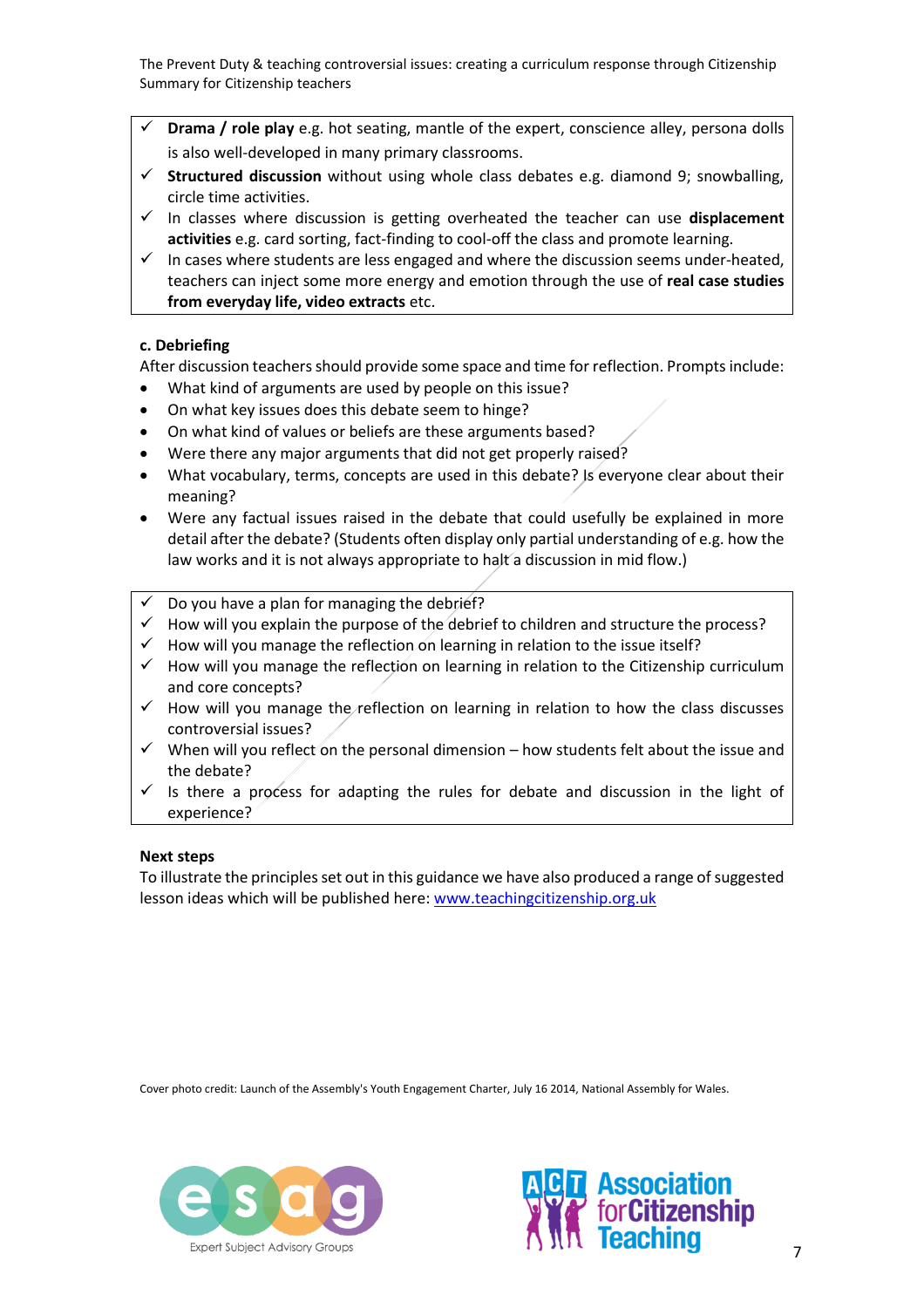- ✓ **Drama / role play** e.g. hot seating, mantle of the expert, conscience alley, persona dolls is also well-developed in many primary classrooms.
- ✓ **Structured discussion** without using whole class debates e.g. diamond 9; snowballing, circle time activities.
- ✓ In classes where discussion is getting overheated the teacher can use **displacement activities** e.g. card sorting, fact-finding to cool-off the class and promote learning.
- ✓ In cases where students are less engaged and where the discussion seems under-heated, teachers can inject some more energy and emotion through the use of **real case studies from everyday life, video extracts** etc.

### c. Debriefing

After discussion teachers should provide some space and time for reflection. Prompts include:

- What kind of arguments are used by people on this issue?
- On what key issues does this debate seem to hinge?
- On what kind of values or beliefs are these arguments based?
- Were there any major arguments that did not get properly raised?
- What vocabulary, terms, concepts are used in this debate? Is everyone clear about their meaning?
- Were any factual issues raised in the debate that could usefully be explained in more detail after the debate? (Students often display only partial understanding of e.g. how the law works and it is not always appropriate to halt a discussion in mid flow.)

- ✓ Do you have a plan for managing the debrief?
- ✓ How will you explain the purpose of the debrief to children and structure the process?
- ✓ How will you manage the reflection on learning in relation to the issue itself?
- ✓ How will you manage the reflection on learning in relation to the Citizenship curriculum and core concepts?
- ✓ How will you manage the reflection on learning in relation to how the class discusses controversial issues?
- ✓ When will you reflect on the personal dimension – how students felt about the issue and the debate?
- ✓ Is there a process for adapting the rules for debate and discussion in the light of experience?

### Next steps

To illustrate the principles set out in this guidance we have also produced a range of suggested lesson ideas which will be published here: [www.teachingcitizenship.org.uk](http://www.teachingcitizenship.org.uk)

Cover photo credit: Launch of the Assembly's Youth Engagement Charter, July 16 2014, National Assembly for Wales.

esag Expert Subject Advisory Groups

ACT Association for Citizenship Teaching